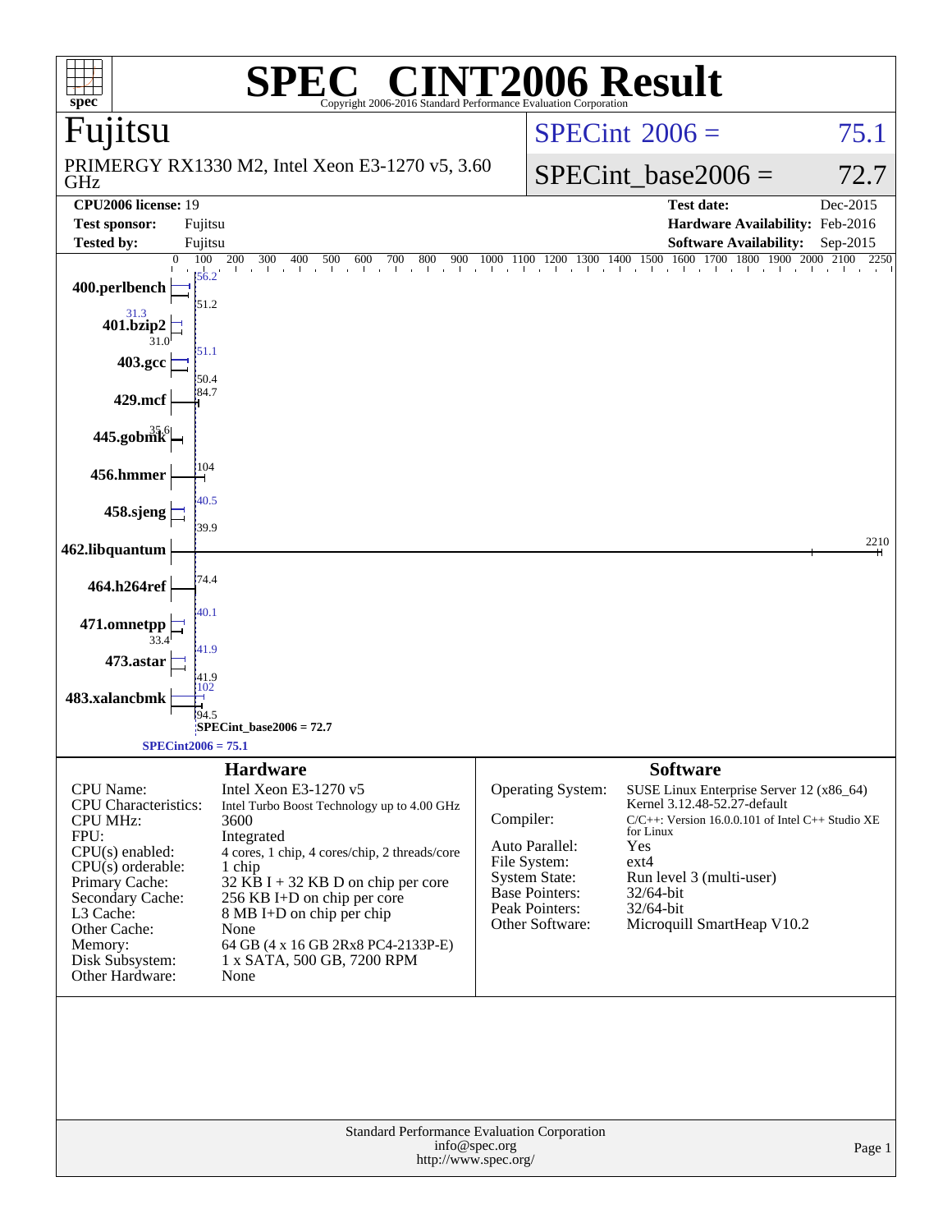# SPEC® CINT2006 Result

Copyright 2006-2016 Standard Performance Evaluation Corporation

**Fujitsu**

PRIMERGY RX1330 M2, Intel Xeon E3-1270 v5, 3.60 GHz

SPECint2006 = 75.1

SPECint_base2006 = 72.7

| | | | |
|---|---|---|---|
| **CPU2006 license:** | 19 | **Test date:** | Dec-2015 |
| **Test sponsor:** | Fujitsu | **Hardware Availability:** | Feb-2016 |
| **Tested by:** | Fujitsu | **Software Availability:** | Sep-2015 |

| Benchmark | Peak | Base |
|---|---|---|
| 400.perlbench | 56.2 | 51.2 |
| 401.bzip2 | 31.3 | 31.0 |
| 403.gcc | 51.1 | 50.4 |
| 429.mcf | | 84.7 |
| 445.gobmk | | 35.6 |
| 456.hmmer | | 104 |
| 458.sjeng | 40.5 | 39.9 |
| 462.libquantum | | 2210 |
| 464.h264ref | | 74.4 |
| 471.omnetpp | 40.1 | 33.4 |
| 473.astar | 41.9 | 41.9 |
| 483.xalancbmk | 102 | 94.5 |

SPECint_base2006 = 72.7

SPECint2006 = 75.1

## Hardware

| | |
|---|---|
| CPU Name: | Intel Xeon E3-1270 v5 |
| CPU Characteristics: | Intel Turbo Boost Technology up to 4.00 GHz |
| CPU MHz: | 3600 |
| FPU: | Integrated |
| CPU(s) enabled: | 4 cores, 1 chip, 4 cores/chip, 2 threads/core |
| CPU(s) orderable: | 1 chip |
| Primary Cache: | 32 KB I + 32 KB D on chip per core |
| Secondary Cache: | 256 KB I+D on chip per core |
| L3 Cache: | 8 MB I+D on chip per chip |
| Other Cache: | None |
| Memory: | 64 GB (4 x 16 GB 2Rx8 PC4-2133P-E) |
| Disk Subsystem: | 1 x SATA, 500 GB, 7200 RPM |
| Other Hardware: | None |

## Software

| | |
|---|---|
| Operating System: | SUSE Linux Enterprise Server 12 (x86_64) Kernel 3.12.48-52.27-default |
| Compiler: | C/C++: Version 16.0.0.101 of Intel C++ Studio XE for Linux |
| Auto Parallel: | Yes |
| File System: | ext4 |
| System State: | Run level 3 (multi-user) |
| Base Pointers: | 32/64-bit |
| Peak Pointers: | 32/64-bit |
| Other Software: | Microquill SmartHeap V10.2 |

Standard Performance Evaluation Corporation
info@spec.org
http://www.spec.org/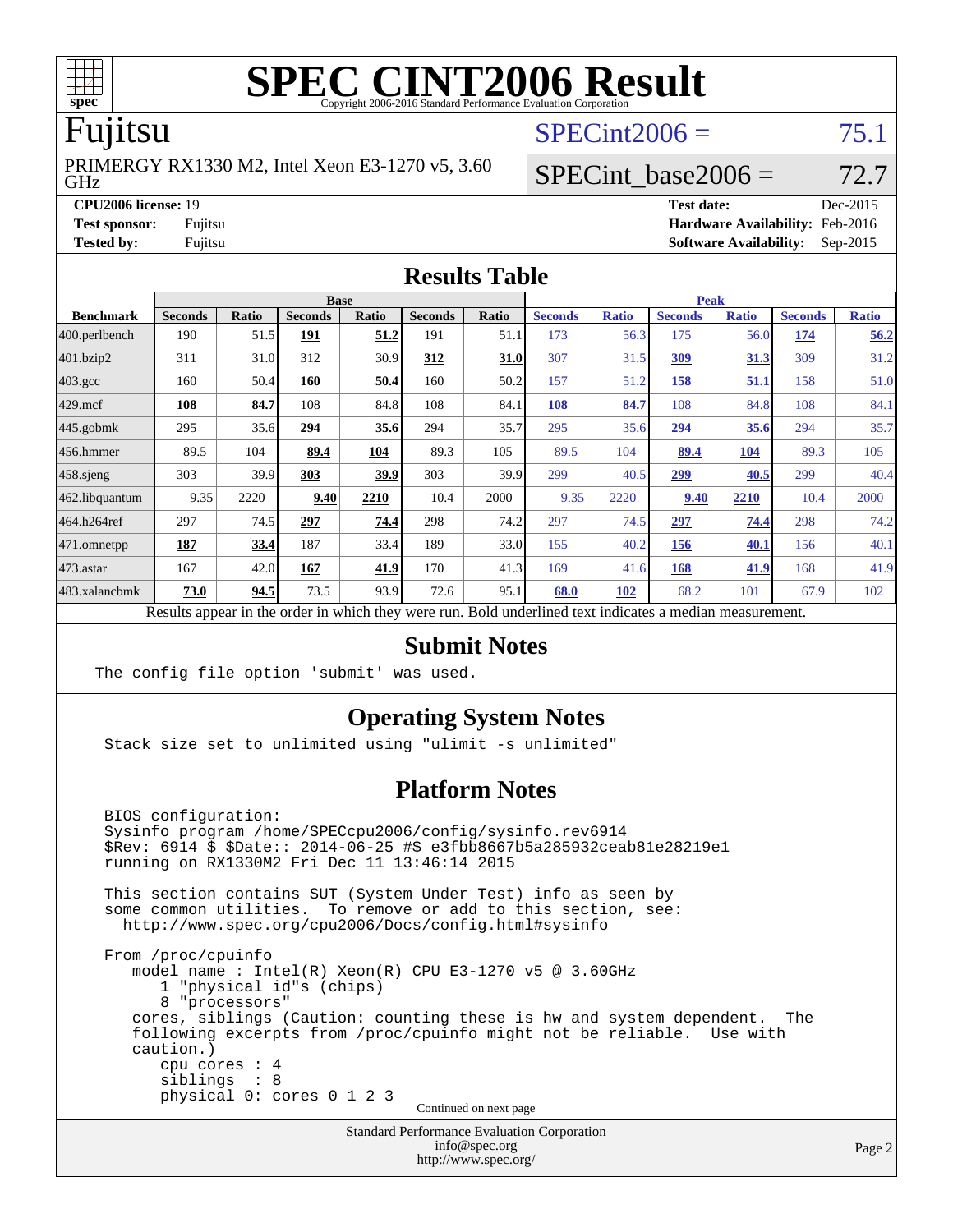# SPEC CINT2006 Result

Copyright 2006-2016 Standard Performance Evaluation Corporation

## Fujitsu

PRIMERGY RX1330 M2, Intel Xeon E3-1270 v5, 3.60 GHz

SPECint2006 = 75.1

SPECint_base2006 = 72.7

**CPU2006 license:** 19
**Test sponsor:** Fujitsu
**Tested by:** Fujitsu

**Test date:** Dec-2015
**Hardware Availability:** Feb-2016
**Software Availability:** Sep-2015

## Results Table

| Benchmark | Base | | | | | | Peak | | | | | |
|---|---|---|---|---|---|---|---|---|---|---|---|---|
| | Seconds | Ratio | Seconds | Ratio | Seconds | Ratio | Seconds | Ratio | Seconds | Ratio | Seconds | Ratio |
| 400.perlbench | 190 | 51.5 | **191** | **51.2** | 191 | 51.1 | 173 | 56.3 | 175 | 56.0 | **174** | **56.2** |
| 401.bzip2 | 311 | 31.0 | 312 | 30.9 | **312** | **31.0** | 307 | 31.5 | **309** | **31.3** | 309 | 31.2 |
| 403.gcc | 160 | 50.4 | **160** | **50.4** | 160 | 50.2 | 157 | 51.2 | **158** | **51.1** | 158 | 51.0 |
| 429.mcf | **108** | **84.7** | 108 | 84.8 | 108 | 84.1 | **108** | **84.7** | 108 | 84.8 | 108 | 84.1 |
| 445.gobmk | 295 | 35.6 | **294** | **35.6** | 294 | 35.7 | 295 | 35.6 | **294** | **35.6** | 294 | 35.7 |
| 456.hmmer | 89.5 | 104 | **89.4** | **104** | 89.3 | 105 | 89.5 | 104 | **89.4** | **104** | 89.3 | 105 |
| 458.sjeng | 303 | 39.9 | **303** | **39.9** | 303 | 39.9 | 299 | 40.5 | **299** | **40.5** | 299 | 40.4 |
| 462.libquantum | 9.35 | 2220 | **9.40** | **2210** | 10.4 | 2000 | 9.35 | 2220 | **9.40** | **2210** | 10.4 | 2000 |
| 464.h264ref | 297 | 74.5 | **297** | **74.4** | 298 | 74.2 | 297 | 74.5 | **297** | **74.4** | 298 | 74.2 |
| 471.omnetpp | **187** | **33.4** | 187 | 33.4 | 189 | 33.0 | 155 | 40.2 | **156** | **40.1** | 156 | 40.1 |
| 473.astar | 167 | 42.0 | **167** | **41.9** | 170 | 41.3 | 169 | 41.6 | **168** | **41.9** | 168 | 41.9 |
| 483.xalancbmk | **73.0** | **94.5** | 73.5 | 93.9 | 72.6 | 95.1 | **68.0** | **102** | 68.2 | 101 | 67.9 | 102 |

Results appear in the order in which they were run. Bold underlined text indicates a median measurement.

## Submit Notes

```
The config file option 'submit' was used.
```

## Operating System Notes

```
Stack size set to unlimited using "ulimit -s unlimited"
```

## Platform Notes

```
BIOS configuration:
Sysinfo program /home/SPECcpu2006/config/sysinfo.rev6914
$Rev: 6914 $ $Date:: 2014-06-25 #$ e3fbb8667b5a285932ceab81e28219e1
running on RX1330M2 Fri Dec 11 13:46:14 2015

This section contains SUT (System Under Test) info as seen by
some common utilities.  To remove or add to this section, see:
  http://www.spec.org/cpu2006/Docs/config.html#sysinfo

From /proc/cpuinfo
   model name : Intel(R) Xeon(R) CPU E3-1270 v5 @ 3.60GHz
      1 "physical id"s (chips)
      8 "processors"
   cores, siblings (Caution: counting these is hw and system dependent.  The
   following excerpts from /proc/cpuinfo might not be reliable.  Use with
   caution.)
      cpu cores : 4
      siblings  : 8
      physical 0: cores 0 1 2 3
```

Continued on next page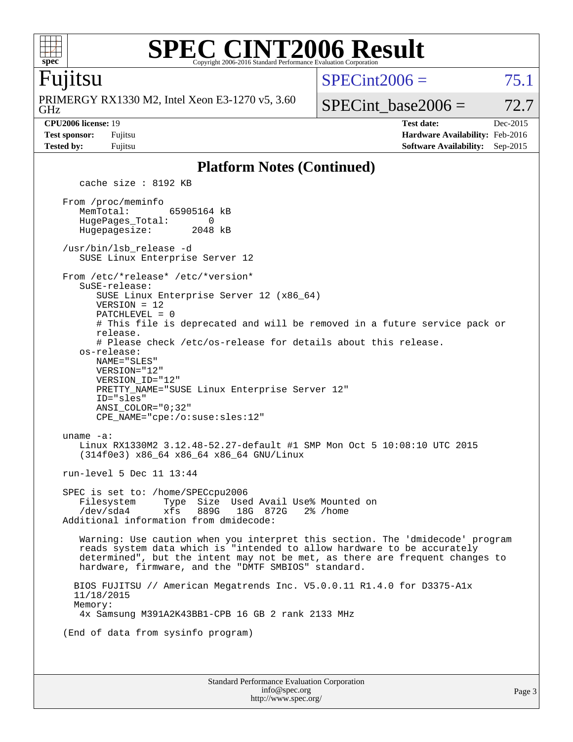# SPEC CINT2006 Result

Copyright 2006-2016 Standard Performance Evaluation Corporation

## Fujitsu

PRIMERGY RX1330 M2, Intel Xeon E3-1270 v5, 3.60 GHz

SPECint2006 = 75.1

SPECint_base2006 = 72.7

**CPU2006 license:** 19 **Test date:** Dec-2015

**Test sponsor:** Fujitsu **Hardware Availability:** Feb-2016

**Tested by:** Fujitsu **Software Availability:** Sep-2015

## Platform Notes (Continued)

```
      cache size : 8192 KB

   From /proc/meminfo
      MemTotal:       65905164 kB
      HugePages_Total:       0
      Hugepagesize:       2048 kB

   /usr/bin/lsb_release -d
      SUSE Linux Enterprise Server 12

   From /etc/*release* /etc/*version*
      SuSE-release:
         SUSE Linux Enterprise Server 12 (x86_64)
         VERSION = 12
         PATCHLEVEL = 0
         # This file is deprecated and will be removed in a future service pack or
         release.
         # Please check /etc/os-release for details about this release.
      os-release:
         NAME="SLES"
         VERSION="12"
         VERSION_ID="12"
         PRETTY_NAME="SUSE Linux Enterprise Server 12"
         ID="sles"
         ANSI_COLOR="0;32"
         CPE_NAME="cpe:/o:suse:sles:12"

   uname -a:
      Linux RX1330M2 3.12.48-52.27-default #1 SMP Mon Oct 5 10:08:10 UTC 2015
      (314f0e3) x86_64 x86_64 x86_64 GNU/Linux

   run-level 5 Dec 11 13:44

   SPEC is set to: /home/SPECcpu2006
      Filesystem     Type  Size  Used Avail Use% Mounted on
      /dev/sda4      xfs   889G   18G  872G   2% /home
   Additional information from dmidecode:

      Warning: Use caution when you interpret this section. The 'dmidecode' program
      reads system data which is "intended to allow hardware to be accurately
      determined", but the intent may not be met, as there are frequent changes to
      hardware, firmware, and the "DMTF SMBIOS" standard.

     BIOS FUJITSU // American Megatrends Inc. V5.0.0.11 R1.4.0 for D3375-A1x
     11/18/2015
     Memory:
      4x Samsung M391A2K43BB1-CPB 16 GB 2 rank 2133 MHz

   (End of data from sysinfo program)
```

Standard Performance Evaluation Corporation
info@spec.org
http://www.spec.org/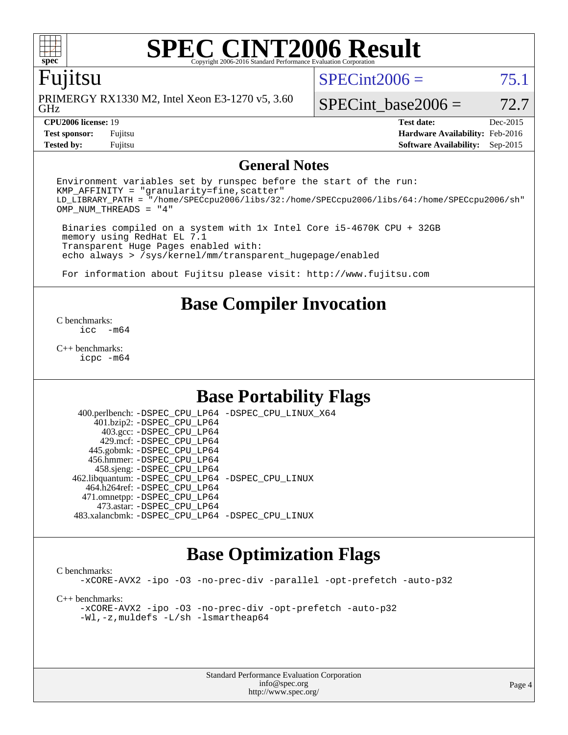# SPEC CINT2006 Result

Copyright 2006-2016 Standard Performance Evaluation Corporation

## Fujitsu

PRIMERGY RX1330 M2, Intel Xeon E3-1270 v5, 3.60 GHz

SPECint2006 = 75.1

SPECint_base2006 = 72.7

| | | | |
|---|---|---|---|
| **CPU2006 license:** 19 | | **Test date:** | Dec-2015 |
| **Test sponsor:** | Fujitsu | **Hardware Availability:** | Feb-2016 |
| **Tested by:** | Fujitsu | **Software Availability:** | Sep-2015 |

## General Notes

```
Environment variables set by runspec before the start of the run:
KMP_AFFINITY = "granularity=fine,scatter"
LD_LIBRARY_PATH = "/home/SPECcpu2006/libs/32:/home/SPECcpu2006/libs/64:/home/SPECcpu2006/sh"
OMP_NUM_THREADS = "4"

 Binaries compiled on a system with 1x Intel Core i5-4670K CPU + 32GB
 memory using RedHat EL 7.1
 Transparent Huge Pages enabled with:
 echo always > /sys/kernel/mm/transparent_hugepage/enabled

 For information about Fujitsu please visit: http://www.fujitsu.com
```

## Base Compiler Invocation

C benchmarks:
```
icc -m64
```

C++ benchmarks:
```
icpc -m64
```

## Base Portability Flags

```
  400.perlbench: -DSPEC_CPU_LP64 -DSPEC_CPU_LINUX_X64
      401.bzip2: -DSPEC_CPU_LP64
        403.gcc: -DSPEC_CPU_LP64
        429.mcf: -DSPEC_CPU_LP64
      445.gobmk: -DSPEC_CPU_LP64
      456.hmmer: -DSPEC_CPU_LP64
      458.sjeng: -DSPEC_CPU_LP64
 462.libquantum: -DSPEC_CPU_LP64 -DSPEC_CPU_LINUX
    464.h264ref: -DSPEC_CPU_LP64
    471.omnetpp: -DSPEC_CPU_LP64
      473.astar: -DSPEC_CPU_LP64
 483.xalancbmk: -DSPEC_CPU_LP64 -DSPEC_CPU_LINUX
```

## Base Optimization Flags

C benchmarks:
```
-xCORE-AVX2 -ipo -O3 -no-prec-div -parallel -opt-prefetch -auto-p32
```

C++ benchmarks:
```
-xCORE-AVX2 -ipo -O3 -no-prec-div -opt-prefetch -auto-p32
-Wl,-z,muldefs -L/sh -lsmartheap64
```

Standard Performance Evaluation Corporation
info@spec.org
http://www.spec.org/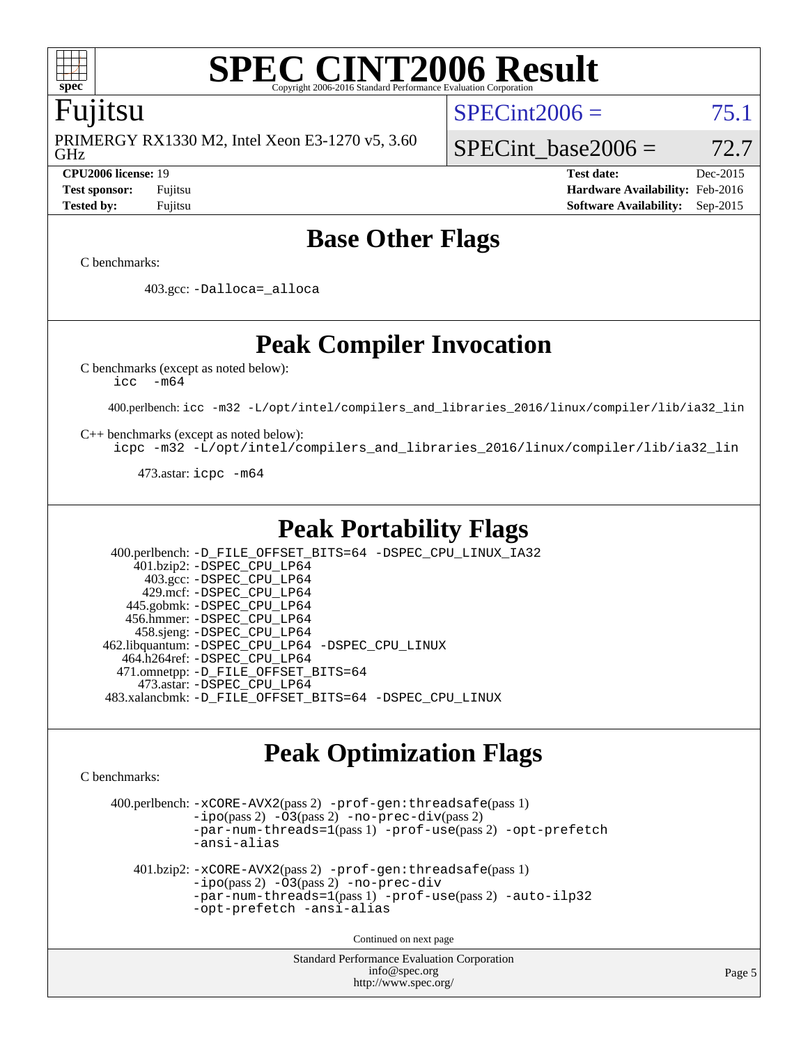# SPEC CINT2006 Result

Copyright 2006-2016 Standard Performance Evaluation Corporation

## Fujitsu

PRIMERGY RX1330 M2, Intel Xeon E3-1270 v5, 3.60 GHz

SPECint2006 = 75.1

SPECint_base2006 = 72.7

| | | | |
|---|---|---|---|
| **CPU2006 license:** 19 | | **Test date:** | Dec-2015 |
| **Test sponsor:** | Fujitsu | **Hardware Availability:** | Feb-2016 |
| **Tested by:** | Fujitsu | **Software Availability:** | Sep-2015 |

## Base Other Flags

C benchmarks:

403.gcc: -Dalloca=_alloca

## Peak Compiler Invocation

C benchmarks (except as noted below):
icc -m64

400.perlbench: icc -m32 -L/opt/intel/compilers_and_libraries_2016/linux/compiler/lib/ia32_lin

C++ benchmarks (except as noted below):
icpc -m32 -L/opt/intel/compilers_and_libraries_2016/linux/compiler/lib/ia32_lin

473.astar: icpc -m64

## Peak Portability Flags

400.perlbench: -D_FILE_OFFSET_BITS=64 -DSPEC_CPU_LINUX_IA32
401.bzip2: -DSPEC_CPU_LP64
403.gcc: -DSPEC_CPU_LP64
429.mcf: -DSPEC_CPU_LP64
445.gobmk: -DSPEC_CPU_LP64
456.hmmer: -DSPEC_CPU_LP64
458.sjeng: -DSPEC_CPU_LP64
462.libquantum: -DSPEC_CPU_LP64 -DSPEC_CPU_LINUX
464.h264ref: -DSPEC_CPU_LP64
471.omnetpp: -D_FILE_OFFSET_BITS=64
473.astar: -DSPEC_CPU_LP64
483.xalancbmk: -D_FILE_OFFSET_BITS=64 -DSPEC_CPU_LINUX

## Peak Optimization Flags

C benchmarks:

400.perlbench: -xCORE-AVX2(pass 2) -prof-gen:threadsafe(pass 1) -ipo(pass 2) -O3(pass 2) -no-prec-div(pass 2) -par-num-threads=1(pass 1) -prof-use(pass 2) -opt-prefetch -ansi-alias

401.bzip2: -xCORE-AVX2(pass 2) -prof-gen:threadsafe(pass 1) -ipo(pass 2) -O3(pass 2) -no-prec-div -par-num-threads=1(pass 1) -prof-use(pass 2) -auto-ilp32 -opt-prefetch -ansi-alias

Continued on next page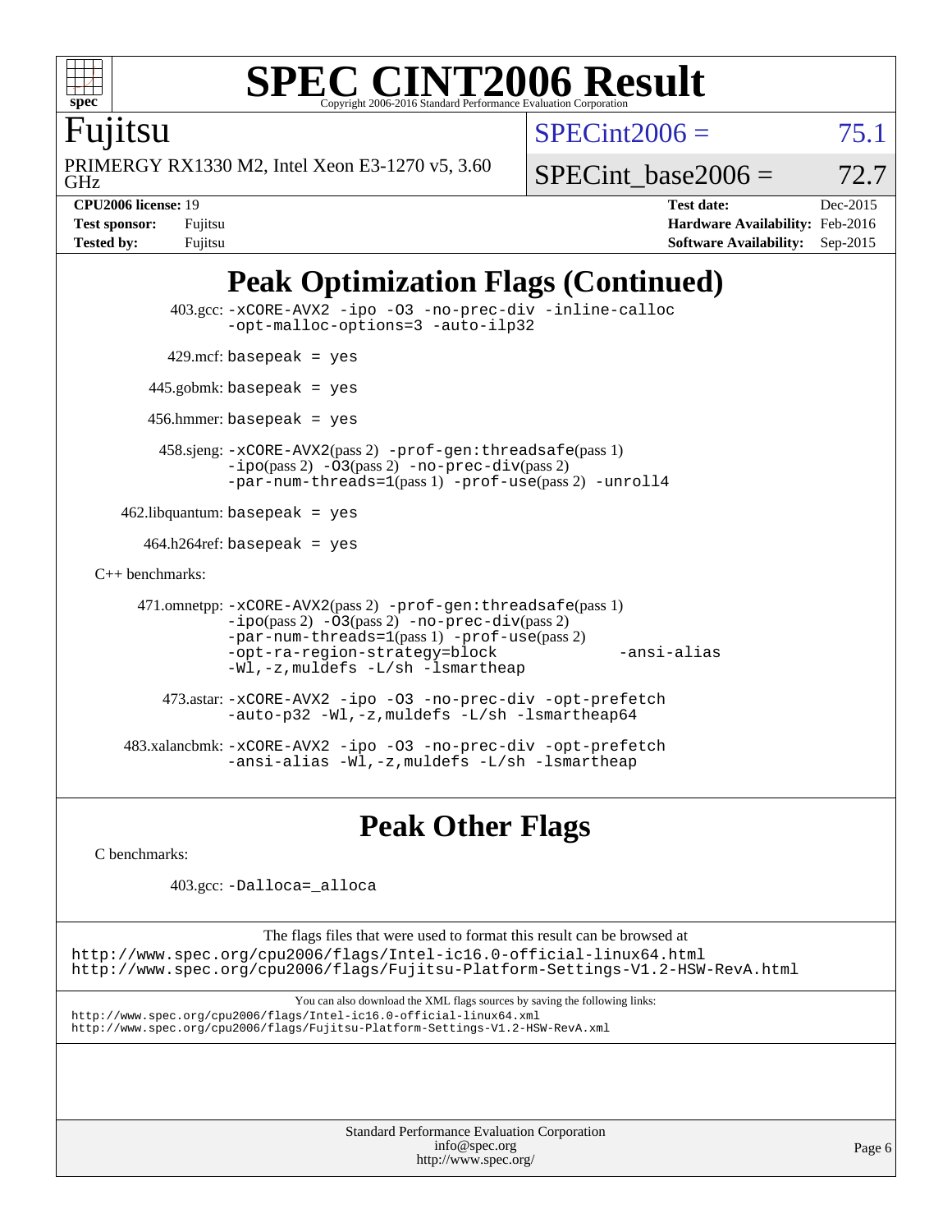# SPEC CINT2006 Result

Copyright 2006-2016 Standard Performance Evaluation Corporation

**Fujitsu**

PRIMERGY RX1330 M2, Intel Xeon E3-1270 v5, 3.60 GHz

SPECint2006 = 75.1

SPECint_base2006 = 72.7

| | | | |
|---|---|---|---|
| **CPU2006 license:** | 19 | **Test date:** | Dec-2015 |
| **Test sponsor:** | Fujitsu | **Hardware Availability:** | Feb-2016 |
| **Tested by:** | Fujitsu | **Software Availability:** | Sep-2015 |

## Peak Optimization Flags (Continued)

403.gcc: `-xCORE-AVX2 -ipo -O3 -no-prec-div -inline-calloc -opt-malloc-options=3 -auto-ilp32`

429.mcf: `basepeak = yes`

445.gobmk: `basepeak = yes`

456.hmmer: `basepeak = yes`

458.sjeng: `-xCORE-AVX2`(pass 2) `-prof-gen:threadsafe`(pass 1) `-ipo`(pass 2) `-O3`(pass 2) `-no-prec-div`(pass 2) `-par-num-threads=1`(pass 1) `-prof-use`(pass 2) `-unroll4`

462.libquantum: `basepeak = yes`

464.h264ref: `basepeak = yes`

C++ benchmarks:

471.omnetpp: `-xCORE-AVX2`(pass 2) `-prof-gen:threadsafe`(pass 1) `-ipo`(pass 2) `-O3`(pass 2) `-no-prec-div`(pass 2) `-par-num-threads=1`(pass 1) `-prof-use`(pass 2) `-opt-ra-region-strategy=block -ansi-alias -Wl,-z,muldefs -L/sh -lsmartheap`

473.astar: `-xCORE-AVX2 -ipo -O3 -no-prec-div -opt-prefetch -auto-p32 -Wl,-z,muldefs -L/sh -lsmartheap64`

483.xalancbmk: `-xCORE-AVX2 -ipo -O3 -no-prec-div -opt-prefetch -ansi-alias -Wl,-z,muldefs -L/sh -lsmartheap`

## Peak Other Flags

C benchmarks:

403.gcc: `-Dalloca=_alloca`

The flags files that were used to format this result can be browsed at
http://www.spec.org/cpu2006/flags/Intel-ic16.0-official-linux64.html
http://www.spec.org/cpu2006/flags/Fujitsu-Platform-Settings-V1.2-HSW-RevA.html

You can also download the XML flags sources by saving the following links:
http://www.spec.org/cpu2006/flags/Intel-ic16.0-official-linux64.xml
http://www.spec.org/cpu2006/flags/Fujitsu-Platform-Settings-V1.2-HSW-RevA.xml

Standard Performance Evaluation Corporation
info@spec.org
http://www.spec.org/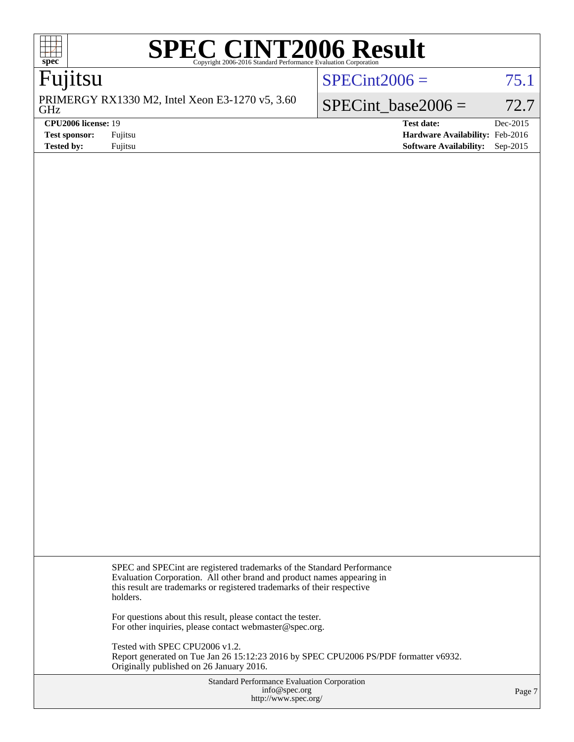# SPEC CINT2006 Result

Copyright 2006-2016 Standard Performance Evaluation Corporation

## Fujitsu

PRIMERGY RX1330 M2, Intel Xeon E3-1270 v5, 3.60 GHz

SPECint2006 = 75.1

SPECint_base2006 = 72.7

| | | | |
|---|---|---|---|
| **CPU2006 license:** 19 | | **Test date:** | Dec-2015 |
| **Test sponsor:** | Fujitsu | **Hardware Availability:** | Feb-2016 |
| **Tested by:** | Fujitsu | **Software Availability:** | Sep-2015 |

SPEC and SPECint are registered trademarks of the Standard Performance Evaluation Corporation. All other brand and product names appearing in this result are trademarks or registered trademarks of their respective holders.

For questions about this result, please contact the tester.
For other inquiries, please contact webmaster@spec.org.

Tested with SPEC CPU2006 v1.2.
Report generated on Tue Jan 26 15:12:23 2016 by SPEC CPU2006 PS/PDF formatter v6932.
Originally published on 26 January 2016.